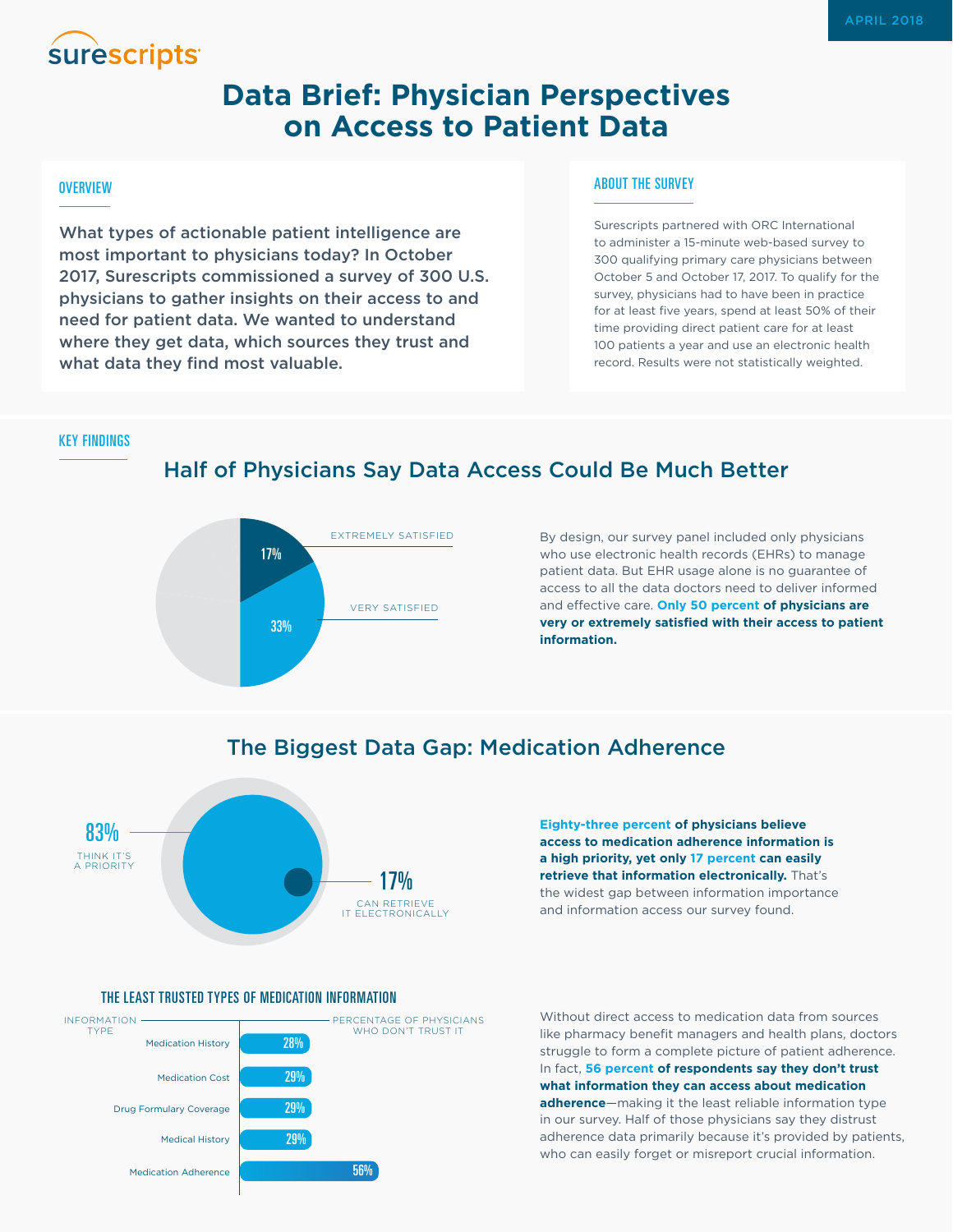surescripts

APRIL 2018

# Data Brief: Physician Perspectives on Access to Patient Data

## OVERVIEW

**What types of actionable patient intelligence are most important to physicians today? In October 2017, Surescripts commissioned a survey of 300 U.S. physicians to gather insights on their access to and need for patient data. We wanted to understand where they get data, which sources they trust and what data they find most valuable.**

## ABOUT THE SURVEY

Surescripts partnered with ORC International to administer a 15-minute web-based survey to 300 qualifying primary care physicians between October 5 and October 17, 2017. To qualify for the survey, physicians had to have been in practice for at least five years, spend at least 50% of their time providing direct patient care for at least 100 patients a year and use an electronic health record. Results were not statistically weighted.

## KEY FINDINGS

### Half of Physicians Say Data Access Could Be Much Better

| Satisfaction | Percentage |
|---|---|
| EXTREMELY SATISFIED | 17% |
| VERY SATISFIED | 33% |

By design, our survey panel included only physicians who use electronic health records (EHRs) to manage patient data. But EHR usage alone is no guarantee of access to all the data doctors need to deliver informed and effective care. **Only 50 percent of physicians are very or extremely satisfied with their access to patient information.**

### The Biggest Data Gap: Medication Adherence

83% THINK IT'S A PRIORITY

17% CAN RETRIEVE IT ELECTRONICALLY

**Eighty-three percent of physicians believe access to medication adherence information is a high priority, yet only 17 percent can easily retrieve that information electronically.** That's the widest gap between information importance and information access our survey found.

#### THE LEAST TRUSTED TYPES OF MEDICATION INFORMATION

| INFORMATION TYPE | PERCENTAGE OF PHYSICIANS WHO DON'T TRUST IT |
|---|---|
| Medication History | 28% |
| Medication Cost | 29% |
| Drug Formulary Coverage | 29% |
| Medical History | 29% |
| Medication Adherence | 56% |

Without direct access to medication data from sources like pharmacy benefit managers and health plans, doctors struggle to form a complete picture of patient adherence. In fact, **56 percent of respondents say they don't trust what information they can access about medication adherence**—making it the least reliable information type in our survey. Half of those physicians say they distrust adherence data primarily because it's provided by patients, who can easily forget or misreport crucial information.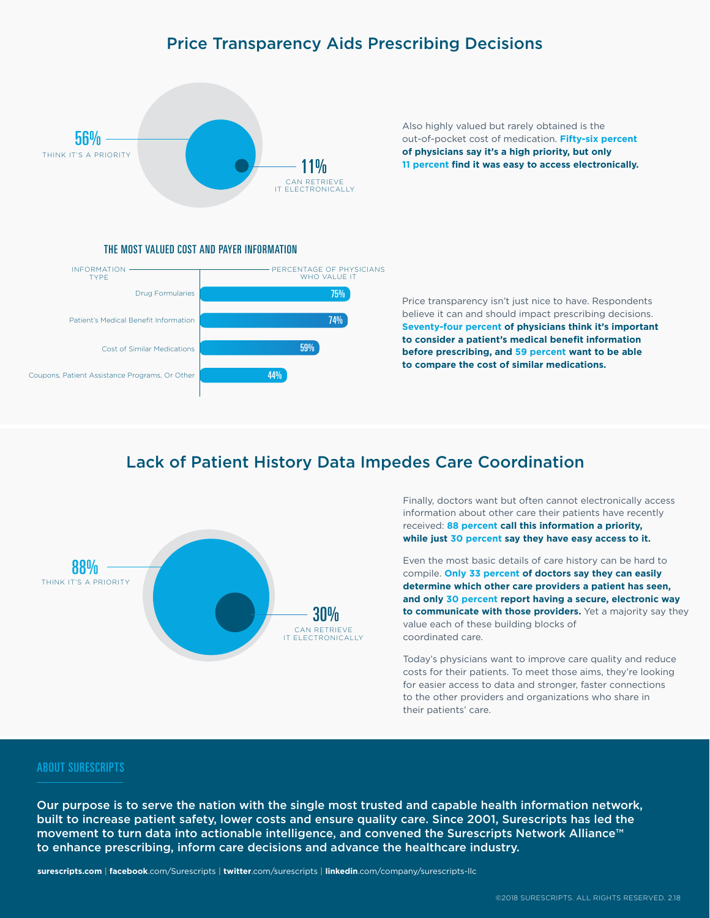## Price Transparency Aids Prescribing Decisions

56%
THINK IT'S A PRIORITY

11%
CAN RETRIEVE IT ELECTRONICALLY

Also highly valued but rarely obtained is the out-of-pocket cost of medication. **Fifty-six percent of physicians say it's a high priority, but only 11 percent find it was easy to access electronically.**

### THE MOST VALUED COST AND PAYER INFORMATION

INFORMATION TYPE

PERCENTAGE OF PHYSICIANS WHO VALUE IT

Drug Formularies 75%

Patient's Medical Benefit Information 74%

Cost of Similar Medications 59%

Coupons, Patient Assistance Programs, Or Other 44%

Price transparency isn't just nice to have. Respondents believe it can and should impact prescribing decisions. **Seventy-four percent of physicians think it's important to consider a patient's medical benefit information before prescribing, and 59 percent want to be able to compare the cost of similar medications.**

## Lack of Patient History Data Impedes Care Coordination

88%
THINK IT'S A PRIORITY

30%
CAN RETRIEVE IT ELECTRONICALLY

Finally, doctors want but often cannot electronically access information about other care their patients have recently received: **88 percent call this information a priority, while just 30 percent say they have easy access to it.**

Even the most basic details of care history can be hard to compile. **Only 33 percent of doctors say they can easily determine which other care providers a patient has seen, and only 30 percent report having a secure, electronic way to communicate with those providers.** Yet a majority say they value each of these building blocks of coordinated care.

Today's physicians want to improve care quality and reduce costs for their patients. To meet those aims, they're looking for easier access to data and stronger, faster connections to the other providers and organizations who share in their patients' care.

### ABOUT SURESCRIPTS

Our purpose is to serve the nation with the single most trusted and capable health information network, built to increase patient safety, lower costs and ensure quality care. Since 2001, Surescripts has led the movement to turn data into actionable intelligence, and convened the Surescripts Network Alliance™ to enhance prescribing, inform care decisions and advance the healthcare industry.

**surescripts.com** | **facebook**.com/Surescripts | **twitter**.com/surescripts | **linkedin**.com/company/surescripts-llc

©2018 SURESCRIPTS. ALL RIGHTS RESERVED. 2.18